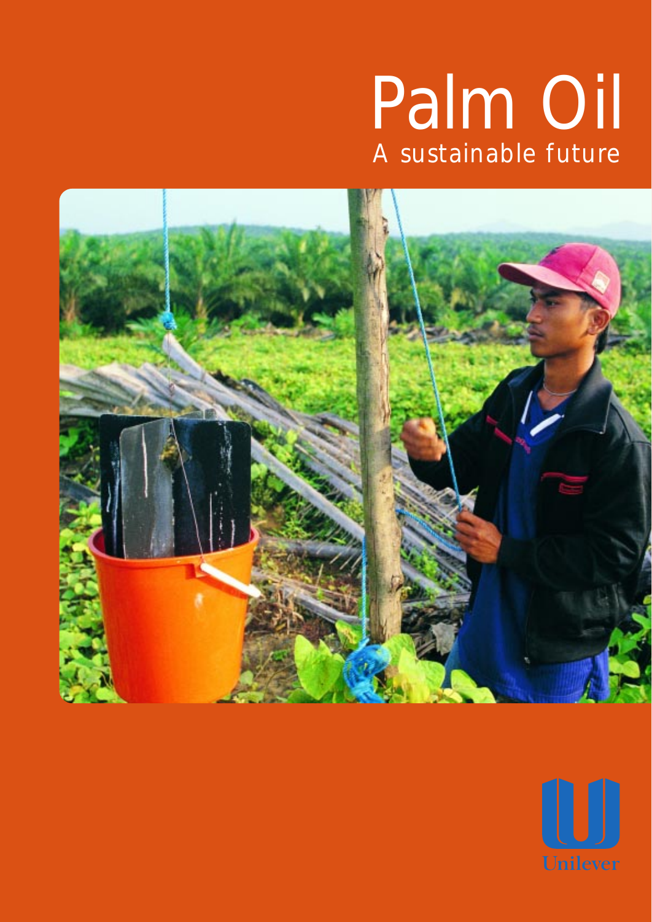# Palm Oil

## A sustainable future

Unilever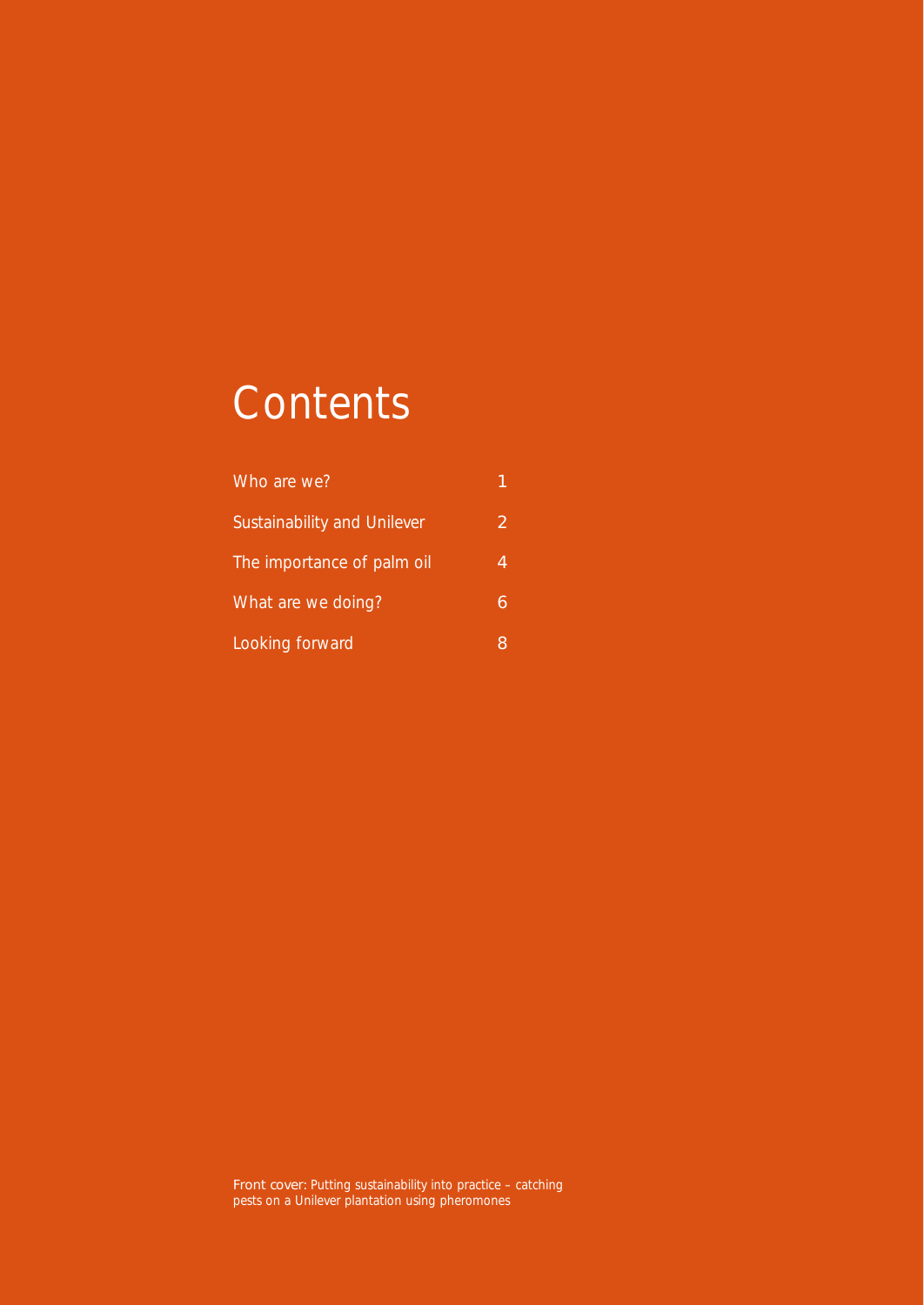# Contents

| | |
|---|---|
| Who are we? | 1 |
| Sustainability and Unilever | 2 |
| The importance of palm oil | 4 |
| What are we doing? | 6 |
| Looking forward | 8 |

Front cover: Putting sustainability into practice – catching pests on a Unilever plantation using pheromones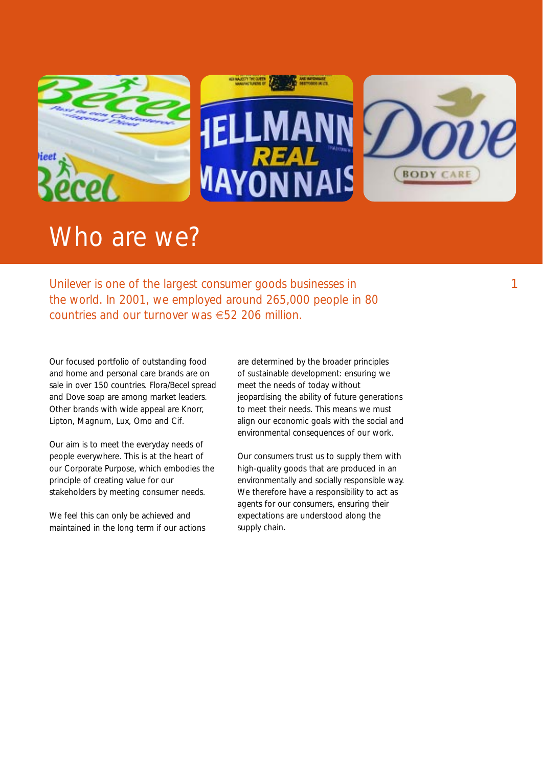# Who are we?

Unilever is one of the largest consumer goods businesses in the world. In 2001, we employed around 265,000 people in 80 countries and our turnover was €52 206 million.

Our focused portfolio of outstanding food and home and personal care brands are on sale in over 150 countries. Flora/Becel spread and Dove soap are among market leaders. Other brands with wide appeal are Knorr, Lipton, Magnum, Lux, Omo and Cif.

Our aim is to meet the everyday needs of people everywhere. This is at the heart of our Corporate Purpose, which embodies the principle of creating value for our stakeholders by meeting consumer needs.

We feel this can only be achieved and maintained in the long term if our actions are determined by the broader principles of sustainable development: ensuring we meet the needs of today without jeopardising the ability of future generations to meet their needs. This means we must align our economic goals with the social and environmental consequences of our work.

Our consumers trust us to supply them with high-quality goods that are produced in an environmentally and socially responsible way. We therefore have a responsibility to act as agents for our consumers, ensuring their expectations are understood along the supply chain.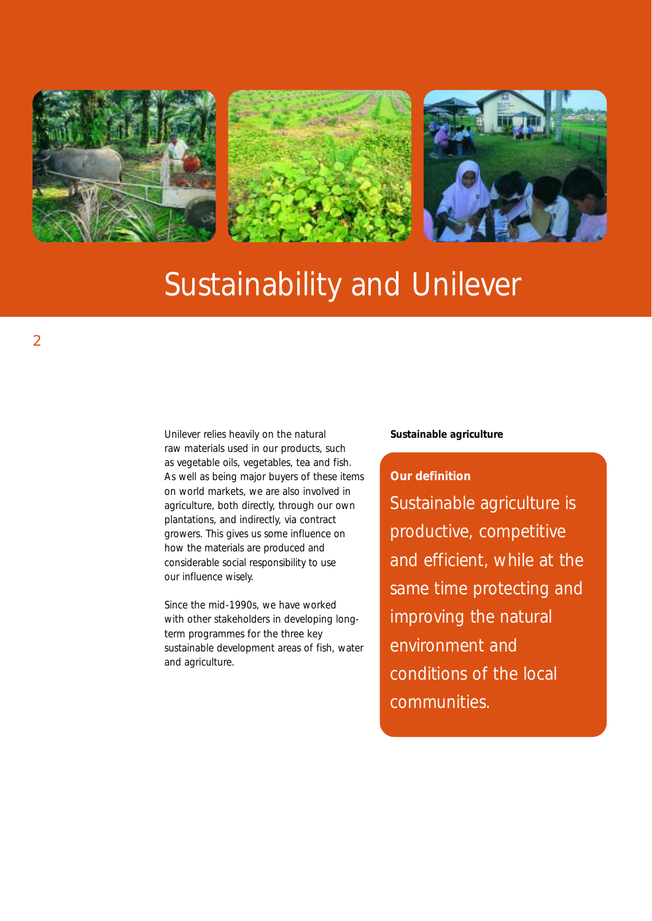# Sustainability and Unilever

Unilever relies heavily on the natural raw materials used in our products, such as vegetable oils, vegetables, tea and fish. As well as being major buyers of these items on world markets, we are also involved in agriculture, both directly, through our own plantations, and indirectly, via contract growers. This gives us some influence on how the materials are produced and considerable social responsibility to use our influence wisely.

Since the mid-1990s, we have worked with other stakeholders in developing long-term programmes for the three key sustainable development areas of fish, water and agriculture.

**Sustainable agriculture**

**Our definition**

Sustainable agriculture is productive, competitive and efficient, while at the same time protecting and improving the natural environment and conditions of the local communities.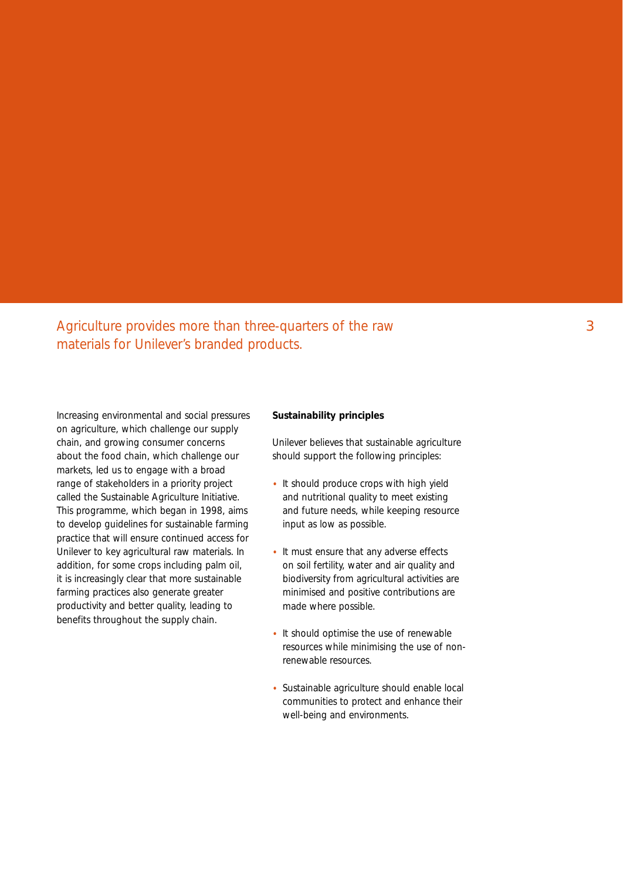## Agriculture provides more than three-quarters of the raw materials for Unilever's branded products.

Increasing environmental and social pressures on agriculture, which challenge our supply chain, and growing consumer concerns about the food chain, which challenge our markets, led us to engage with a broad range of stakeholders in a priority project called the Sustainable Agriculture Initiative. This programme, which began in 1998, aims to develop guidelines for sustainable farming practice that will ensure continued access for Unilever to key agricultural raw materials. In addition, for some crops including palm oil, it is increasingly clear that more sustainable farming practices also generate greater productivity and better quality, leading to benefits throughout the supply chain.

**Sustainability principles**

Unilever believes that sustainable agriculture should support the following principles:

- It should produce crops with high yield and nutritional quality to meet existing and future needs, while keeping resource input as low as possible.
- It must ensure that any adverse effects on soil fertility, water and air quality and biodiversity from agricultural activities are minimised and positive contributions are made where possible.
- It should optimise the use of renewable resources while minimising the use of non-renewable resources.
- Sustainable agriculture should enable local communities to protect and enhance their well-being and environments.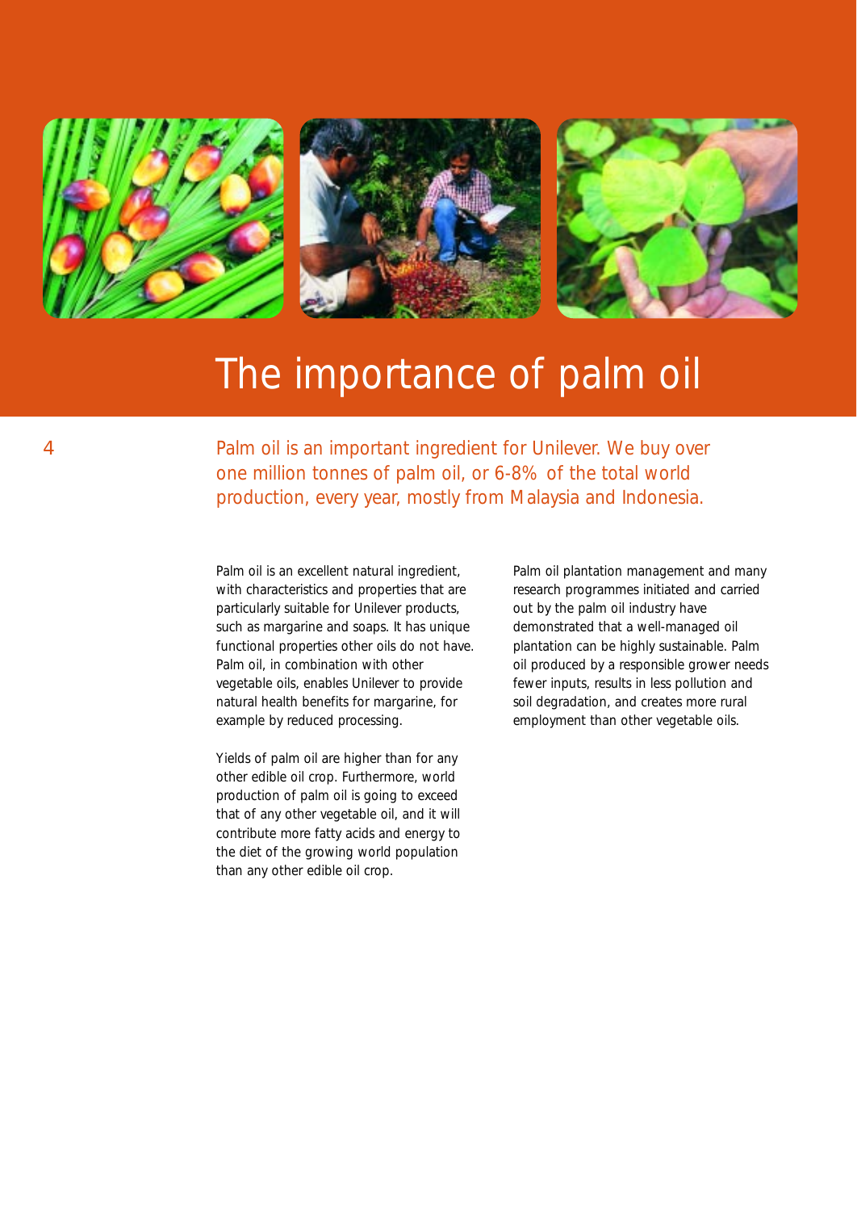# The importance of palm oil

Palm oil is an important ingredient for Unilever. We buy over one million tonnes of palm oil, or 6-8% of the total world production, every year, mostly from Malaysia and Indonesia.

Palm oil is an excellent natural ingredient, with characteristics and properties that are particularly suitable for Unilever products, such as margarine and soaps. It has unique functional properties other oils do not have. Palm oil, in combination with other vegetable oils, enables Unilever to provide natural health benefits for margarine, for example by reduced processing.

Yields of palm oil are higher than for any other edible oil crop. Furthermore, world production of palm oil is going to exceed that of any other vegetable oil, and it will contribute more fatty acids and energy to the diet of the growing world population than any other edible oil crop.

Palm oil plantation management and many research programmes initiated and carried out by the palm oil industry have demonstrated that a well-managed oil plantation can be highly sustainable. Palm oil produced by a responsible grower needs fewer inputs, results in less pollution and soil degradation, and creates more rural employment than other vegetable oils.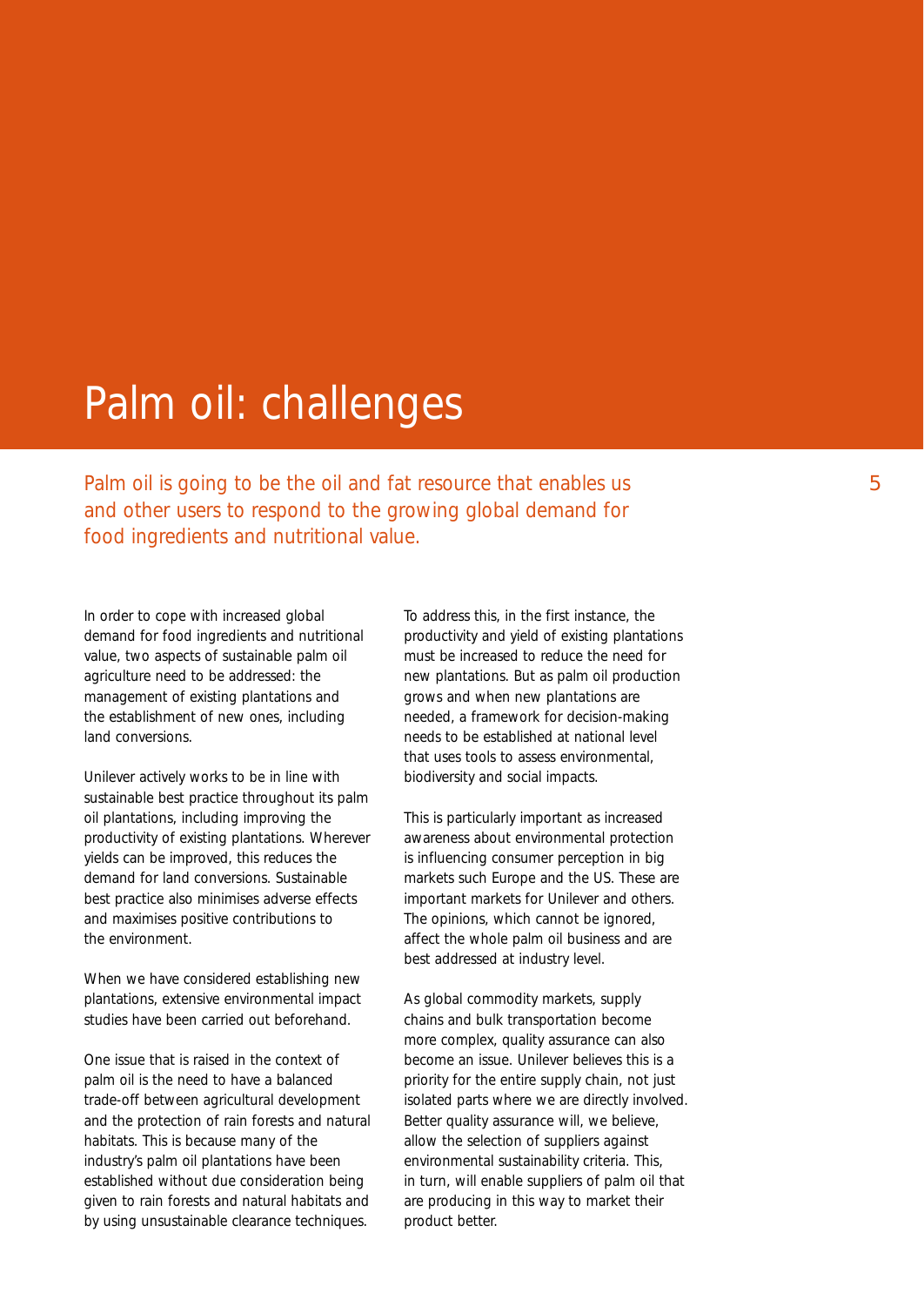# Palm oil: challenges

Palm oil is going to be the oil and fat resource that enables us and other users to respond to the growing global demand for food ingredients and nutritional value.

In order to cope with increased global demand for food ingredients and nutritional value, two aspects of sustainable palm oil agriculture need to be addressed: the management of existing plantations and the establishment of new ones, including land conversions.

Unilever actively works to be in line with sustainable best practice throughout its palm oil plantations, including improving the productivity of existing plantations. Wherever yields can be improved, this reduces the demand for land conversions. Sustainable best practice also minimises adverse effects and maximises positive contributions to the environment.

When we have considered establishing new plantations, extensive environmental impact studies have been carried out beforehand.

One issue that is raised in the context of palm oil is the need to have a balanced trade-off between agricultural development and the protection of rain forests and natural habitats. This is because many of the industry's palm oil plantations have been established without due consideration being given to rain forests and natural habitats and by using unsustainable clearance techniques.

To address this, in the first instance, the productivity and yield of existing plantations must be increased to reduce the need for new plantations. But as palm oil production grows and when new plantations are needed, a framework for decision-making needs to be established at national level that uses tools to assess environmental, biodiversity and social impacts.

This is particularly important as increased awareness about environmental protection is influencing consumer perception in big markets such Europe and the US. These are important markets for Unilever and others. The opinions, which cannot be ignored, affect the whole palm oil business and are best addressed at industry level.

As global commodity markets, supply chains and bulk transportation become more complex, quality assurance can also become an issue. Unilever believes this is a priority for the entire supply chain, not just isolated parts where we are directly involved. Better quality assurance will, we believe, allow the selection of suppliers against environmental sustainability criteria. This, in turn, will enable suppliers of palm oil that are producing in this way to market their product better.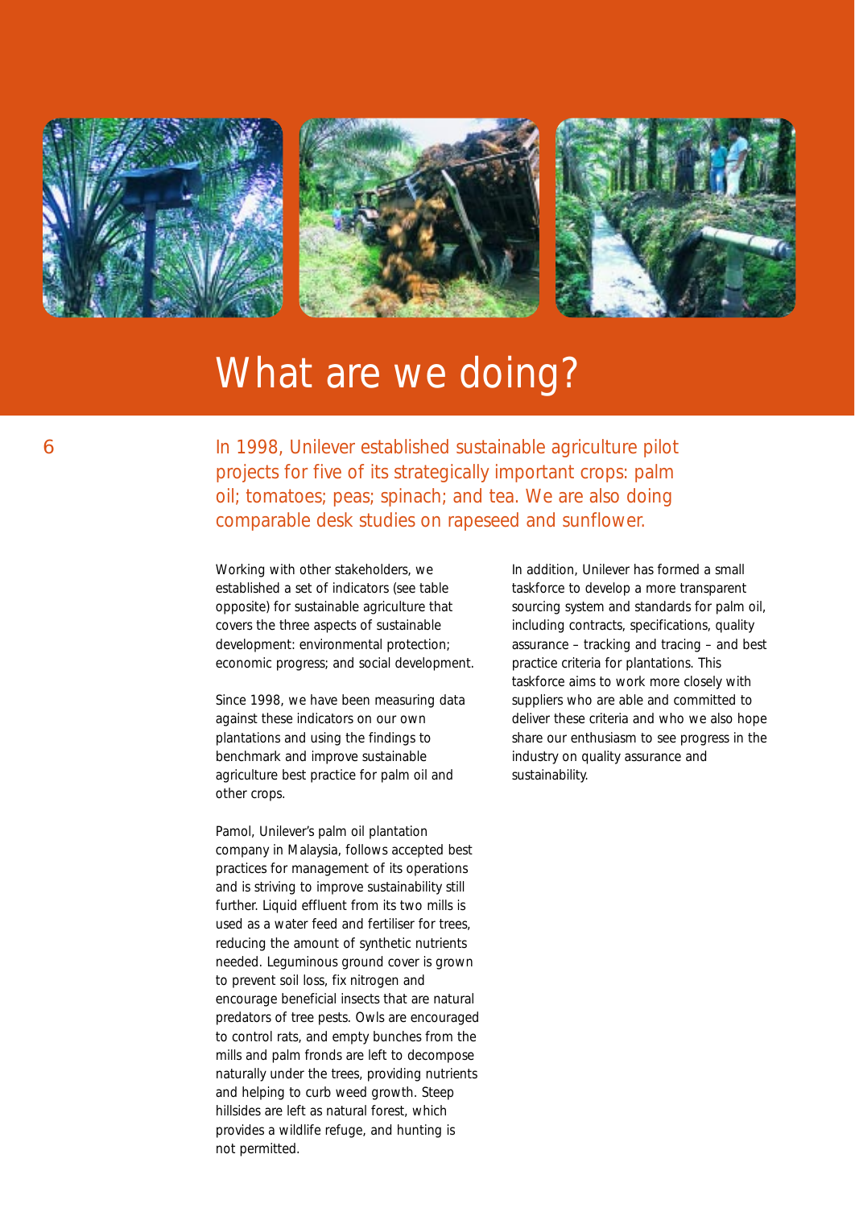# What are we doing?

In 1998, Unilever established sustainable agriculture pilot projects for five of its strategically important crops: palm oil; tomatoes; peas; spinach; and tea. We are also doing comparable desk studies on rapeseed and sunflower.

Working with other stakeholders, we established a set of indicators (see table opposite) for sustainable agriculture that covers the three aspects of sustainable development: environmental protection; economic progress; and social development.

Since 1998, we have been measuring data against these indicators on our own plantations and using the findings to benchmark and improve sustainable agriculture best practice for palm oil and other crops.

Pamol, Unilever's palm oil plantation company in Malaysia, follows accepted best practices for management of its operations and is striving to improve sustainability still further. Liquid effluent from its two mills is used as a water feed and fertiliser for trees, reducing the amount of synthetic nutrients needed. Leguminous ground cover is grown to prevent soil loss, fix nitrogen and encourage beneficial insects that are natural predators of tree pests. Owls are encouraged to control rats, and empty bunches from the mills and palm fronds are left to decompose naturally under the trees, providing nutrients and helping to curb weed growth. Steep hillsides are left as natural forest, which provides a wildlife refuge, and hunting is not permitted.

In addition, Unilever has formed a small taskforce to develop a more transparent sourcing system and standards for palm oil, including contracts, specifications, quality assurance – tracking and tracing – and best practice criteria for plantations. This taskforce aims to work more closely with suppliers who are able and committed to deliver these criteria and who we also hope share our enthusiasm to see progress in the industry on quality assurance and sustainability.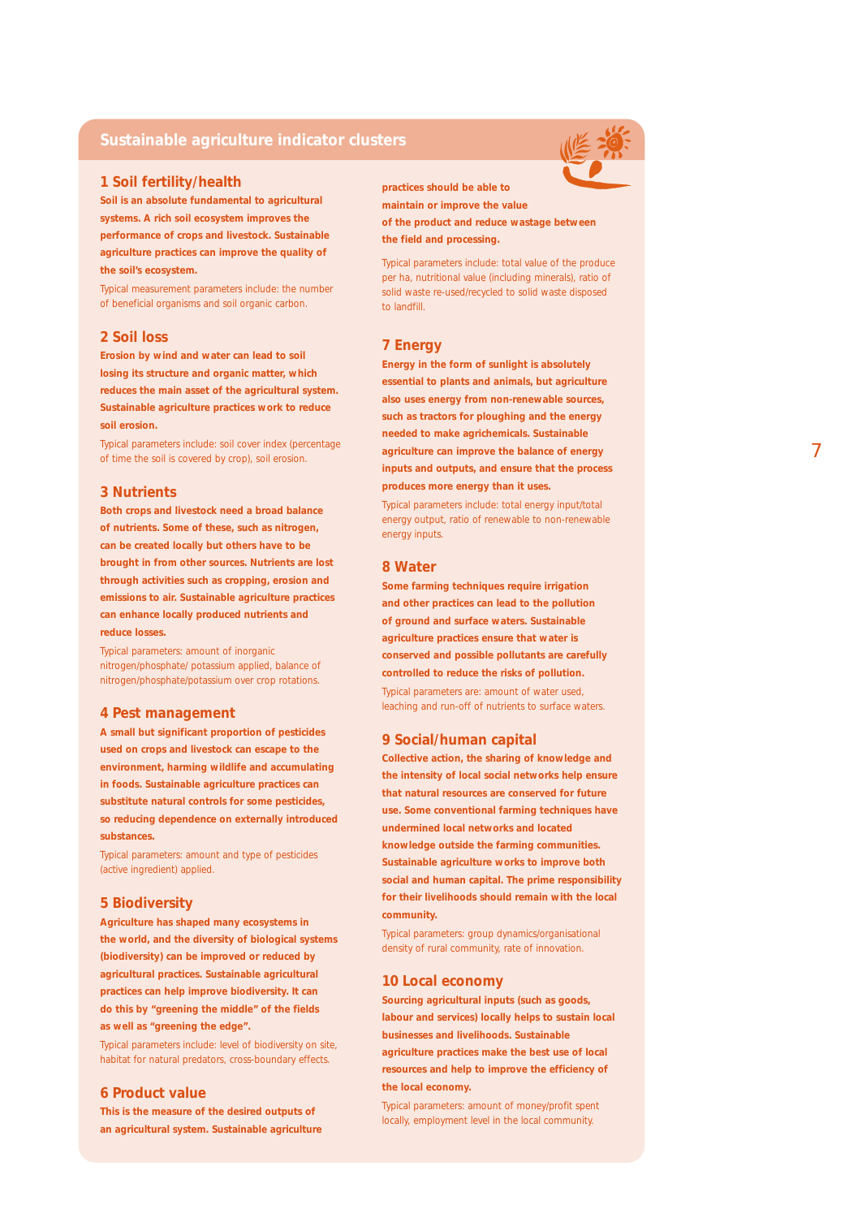## Sustainable agriculture indicator clusters

### 1 Soil fertility/health

**Soil is an absolute fundamental to agricultural systems. A rich soil ecosystem improves the performance of crops and livestock. Sustainable agriculture practices can improve the quality of the soil's ecosystem.**

Typical measurement parameters include: the number of beneficial organisms and soil organic carbon.

### 2 Soil loss

**Erosion by wind and water can lead to soil losing its structure and organic matter, which reduces the main asset of the agricultural system. Sustainable agriculture practices work to reduce soil erosion.**

Typical parameters include: soil cover index (percentage of time the soil is covered by crop), soil erosion.

### 3 Nutrients

**Both crops and livestock need a broad balance of nutrients. Some of these, such as nitrogen, can be created locally but others have to be brought in from other sources. Nutrients are lost through activities such as cropping, erosion and emissions to air. Sustainable agriculture practices can enhance locally produced nutrients and reduce losses.**

Typical parameters: amount of inorganic nitrogen/phosphate/ potassium applied, balance of nitrogen/phosphate/potassium over crop rotations.

### 4 Pest management

**A small but significant proportion of pesticides used on crops and livestock can escape to the environment, harming wildlife and accumulating in foods. Sustainable agriculture practices can substitute natural controls for some pesticides, so reducing dependence on externally introduced substances.**

Typical parameters: amount and type of pesticides (active ingredient) applied.

### 5 Biodiversity

**Agriculture has shaped many ecosystems in the world, and the diversity of biological systems (biodiversity) can be improved or reduced by agricultural practices. Sustainable agricultural practices can help improve biodiversity. It can do this by "greening the middle" of the fields as well as "greening the edge".**

Typical parameters include: level of biodiversity on site, habitat for natural predators, cross-boundary effects.

### 6 Product value

**This is the measure of the desired outputs of an agricultural system. Sustainable agriculture practices should be able to maintain or improve the value of the product and reduce wastage between the field and processing.**

Typical parameters include: total value of the produce per ha, nutritional value (including minerals), ratio of solid waste re-used/recycled to solid waste disposed to landfill.

### 7 Energy

**Energy in the form of sunlight is absolutely essential to plants and animals, but agriculture also uses energy from non-renewable sources, such as tractors for ploughing and the energy needed to make agrichemicals. Sustainable agriculture can improve the balance of energy inputs and outputs, and ensure that the process produces more energy than it uses.**

Typical parameters include: total energy input/total energy output, ratio of renewable to non-renewable energy inputs.

### 8 Water

**Some farming techniques require irrigation and other practices can lead to the pollution of ground and surface waters. Sustainable agriculture practices ensure that water is conserved and possible pollutants are carefully controlled to reduce the risks of pollution.**

Typical parameters are: amount of water used, leaching and run-off of nutrients to surface waters.

### 9 Social/human capital

**Collective action, the sharing of knowledge and the intensity of local social networks help ensure that natural resources are conserved for future use. Some conventional farming techniques have undermined local networks and located knowledge outside the farming communities. Sustainable agriculture works to improve both social and human capital. The prime responsibility for their livelihoods should remain with the local community.**

Typical parameters: group dynamics/organisational density of rural community, rate of innovation.

### 10 Local economy

**Sourcing agricultural inputs (such as goods, labour and services) locally helps to sustain local businesses and livelihoods. Sustainable agriculture practices make the best use of local resources and help to improve the efficiency of the local economy.**

Typical parameters: amount of money/profit spent locally, employment level in the local community.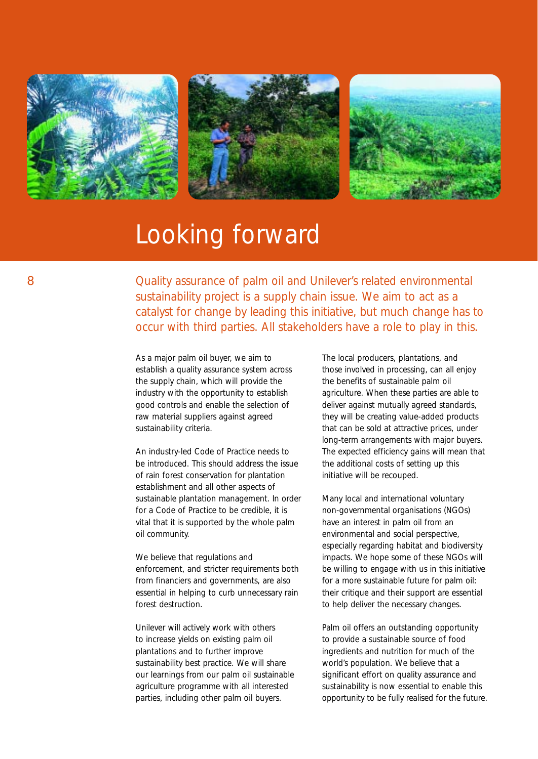# Looking forward

Quality assurance of palm oil and Unilever's related environmental sustainability project is a supply chain issue. We aim to act as a catalyst for change by leading this initiative, but much change has to occur with third parties. All stakeholders have a role to play in this.

As a major palm oil buyer, we aim to establish a quality assurance system across the supply chain, which will provide the industry with the opportunity to establish good controls and enable the selection of raw material suppliers against agreed sustainability criteria.

An industry-led Code of Practice needs to be introduced. This should address the issue of rain forest conservation for plantation establishment and all other aspects of sustainable plantation management. In order for a Code of Practice to be credible, it is vital that it is supported by the whole palm oil community.

We believe that regulations and enforcement, and stricter requirements both from financiers and governments, are also essential in helping to curb unnecessary rain forest destruction.

Unilever will actively work with others to increase yields on existing palm oil plantations and to further improve sustainability best practice. We will share our learnings from our palm oil sustainable agriculture programme with all interested parties, including other palm oil buyers.

The local producers, plantations, and those involved in processing, can all enjoy the benefits of sustainable palm oil agriculture. When these parties are able to deliver against mutually agreed standards, they will be creating value-added products that can be sold at attractive prices, under long-term arrangements with major buyers. The expected efficiency gains will mean that the additional costs of setting up this initiative will be recouped.

Many local and international voluntary non-governmental organisations (NGOs) have an interest in palm oil from an environmental and social perspective, especially regarding habitat and biodiversity impacts. We hope some of these NGOs will be willing to engage with us in this initiative for a more sustainable future for palm oil: their critique and their support are essential to help deliver the necessary changes.

Palm oil offers an outstanding opportunity to provide a sustainable source of food ingredients and nutrition for much of the world's population. We believe that a significant effort on quality assurance and sustainability is now essential to enable this opportunity to be fully realised for the future.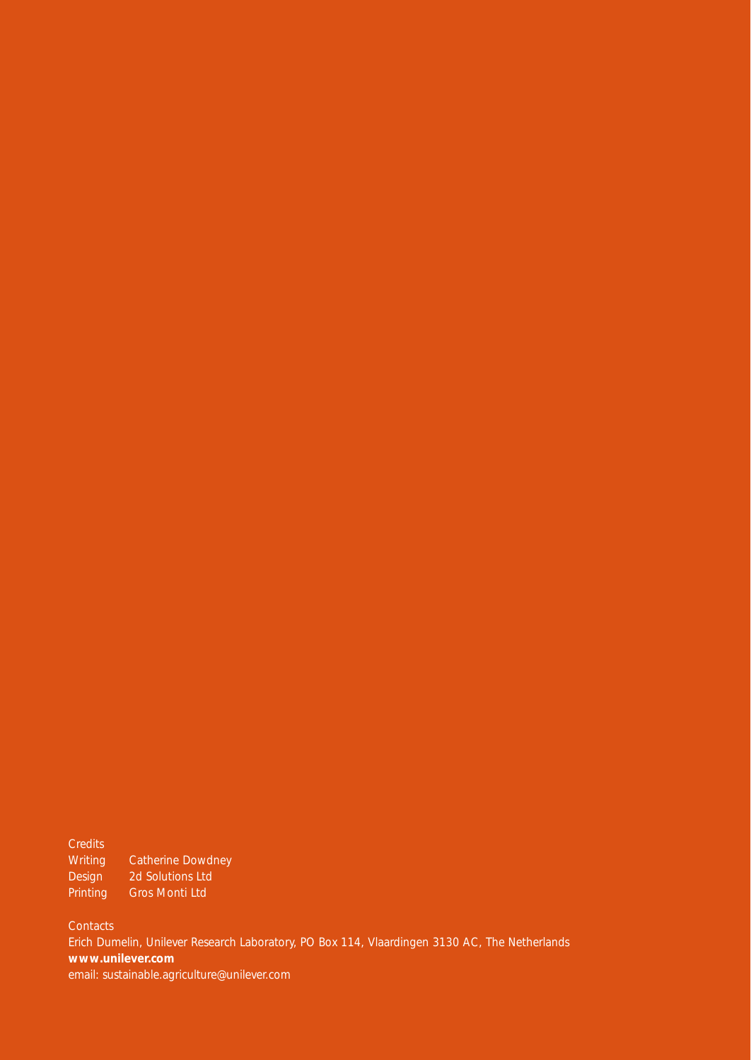Credits

| | |
|---|---|
| Writing | Catherine Dowdney |
| Design | 2d Solutions Ltd |
| Printing | Gros Monti Ltd |

Contacts

Erich Dumelin, Unilever Research Laboratory, PO Box 114, Vlaardingen 3130 AC, The Netherlands

**www.unilever.com**

email: sustainable.agriculture@unilever.com